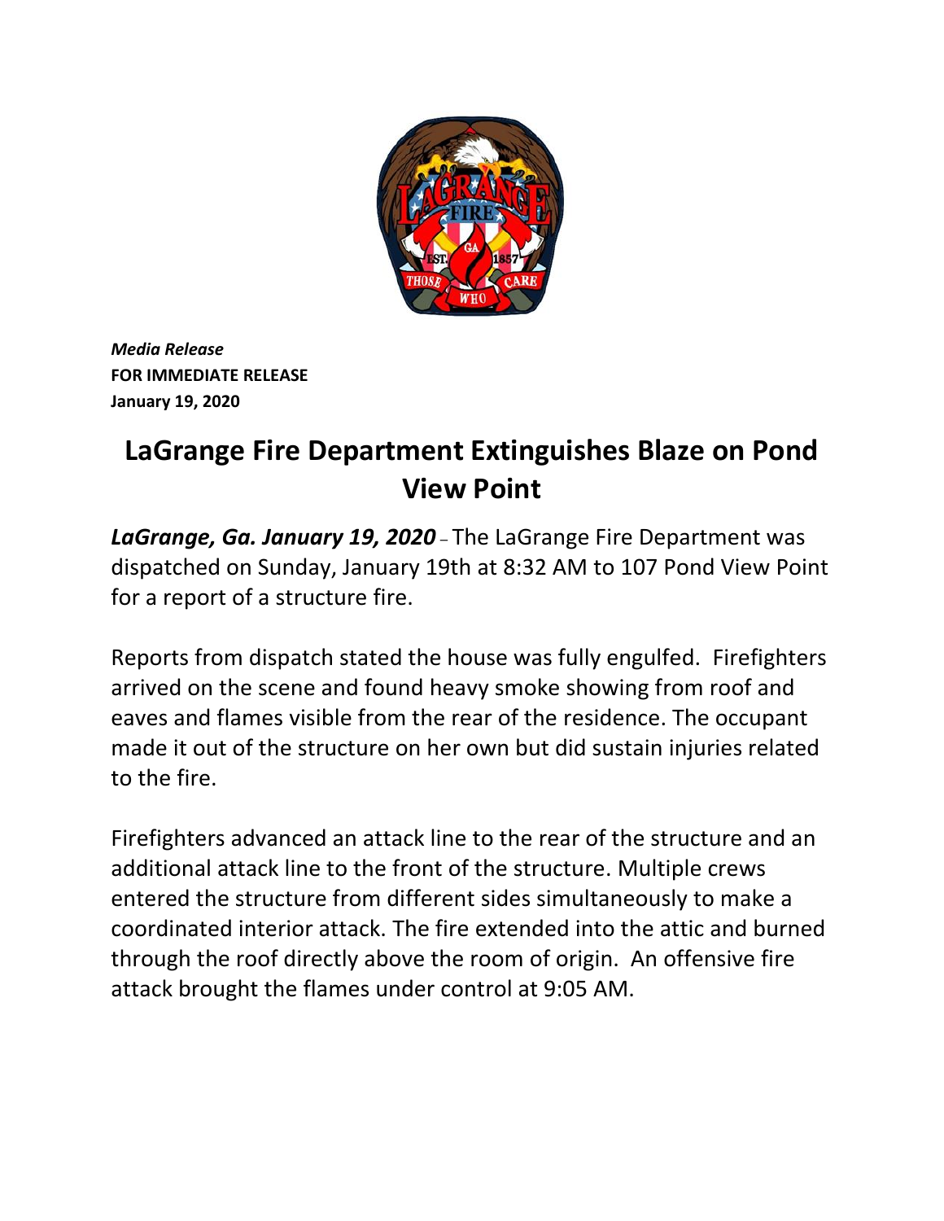*Media Release*
**FOR IMMEDIATE RELEASE**
**January 19, 2020**

# LaGrange Fire Department Extinguishes Blaze on Pond View Point

***LaGrange, Ga. January 19, 2020*** – The LaGrange Fire Department was dispatched on Sunday, January 19th at 8:32 AM to 107 Pond View Point for a report of a structure fire.

Reports from dispatch stated the house was fully engulfed. Firefighters arrived on the scene and found heavy smoke showing from roof and eaves and flames visible from the rear of the residence. The occupant made it out of the structure on her own but did sustain injuries related to the fire.

Firefighters advanced an attack line to the rear of the structure and an additional attack line to the front of the structure. Multiple crews entered the structure from different sides simultaneously to make a coordinated interior attack. The fire extended into the attic and burned through the roof directly above the room of origin. An offensive fire attack brought the flames under control at 9:05 AM.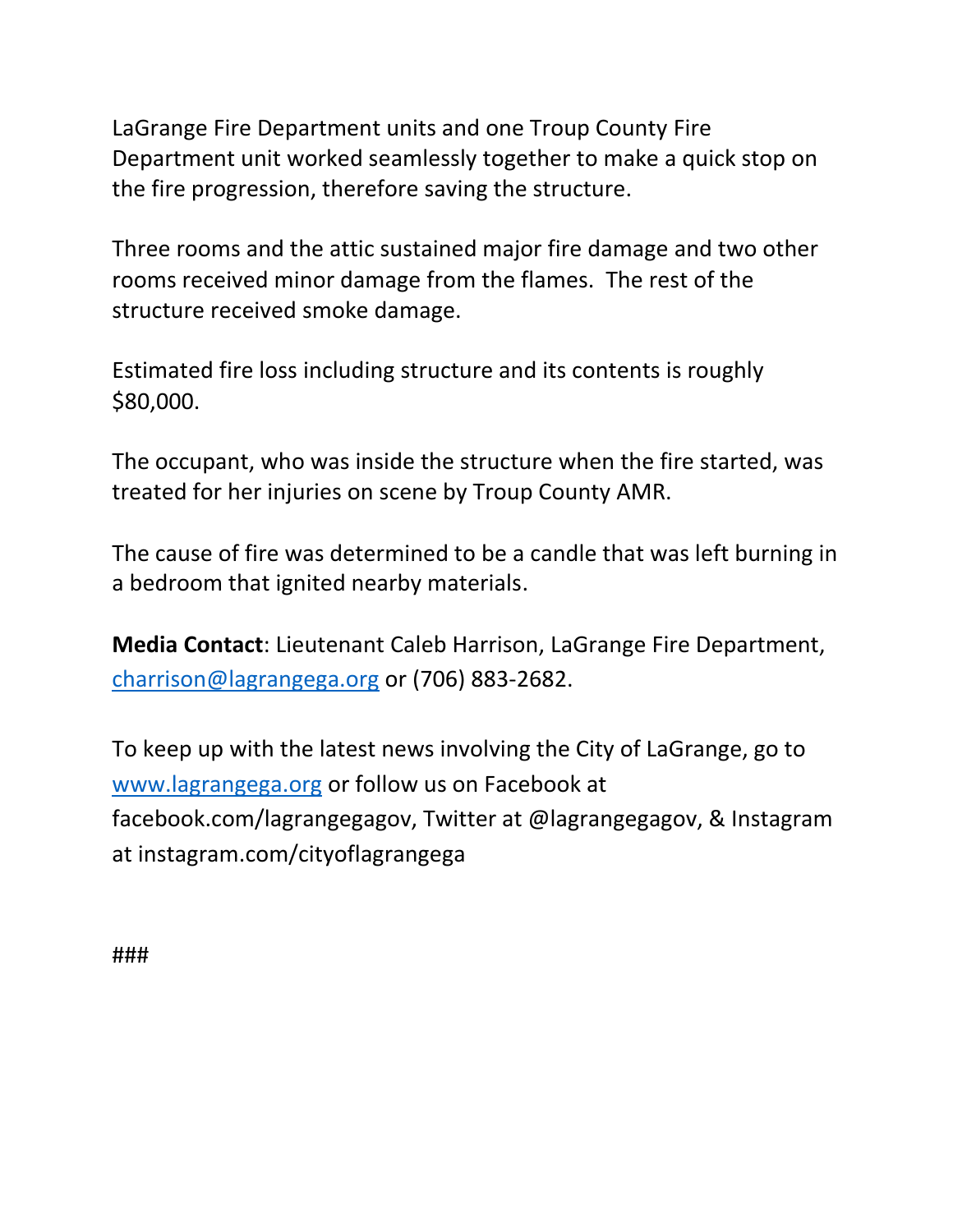LaGrange Fire Department units and one Troup County Fire Department unit worked seamlessly together to make a quick stop on the fire progression, therefore saving the structure.

Three rooms and the attic sustained major fire damage and two other rooms received minor damage from the flames. The rest of the structure received smoke damage.

Estimated fire loss including structure and its contents is roughly $80,000.

The occupant, who was inside the structure when the fire started, was treated for her injuries on scene by Troup County AMR.

The cause of fire was determined to be a candle that was left burning in a bedroom that ignited nearby materials.

**Media Contact**: Lieutenant Caleb Harrison, LaGrange Fire Department, [charrison@lagrangega.org](mailto:charrison@lagrangega.org) or (706) 883-2682.

To keep up with the latest news involving the City of LaGrange, go to [www.lagrangega.org](http://www.lagrangega.org) or follow us on Facebook at facebook.com/lagrangegagov, Twitter at @lagrangegagov, & Instagram at instagram.com/cityoflagrangega

###